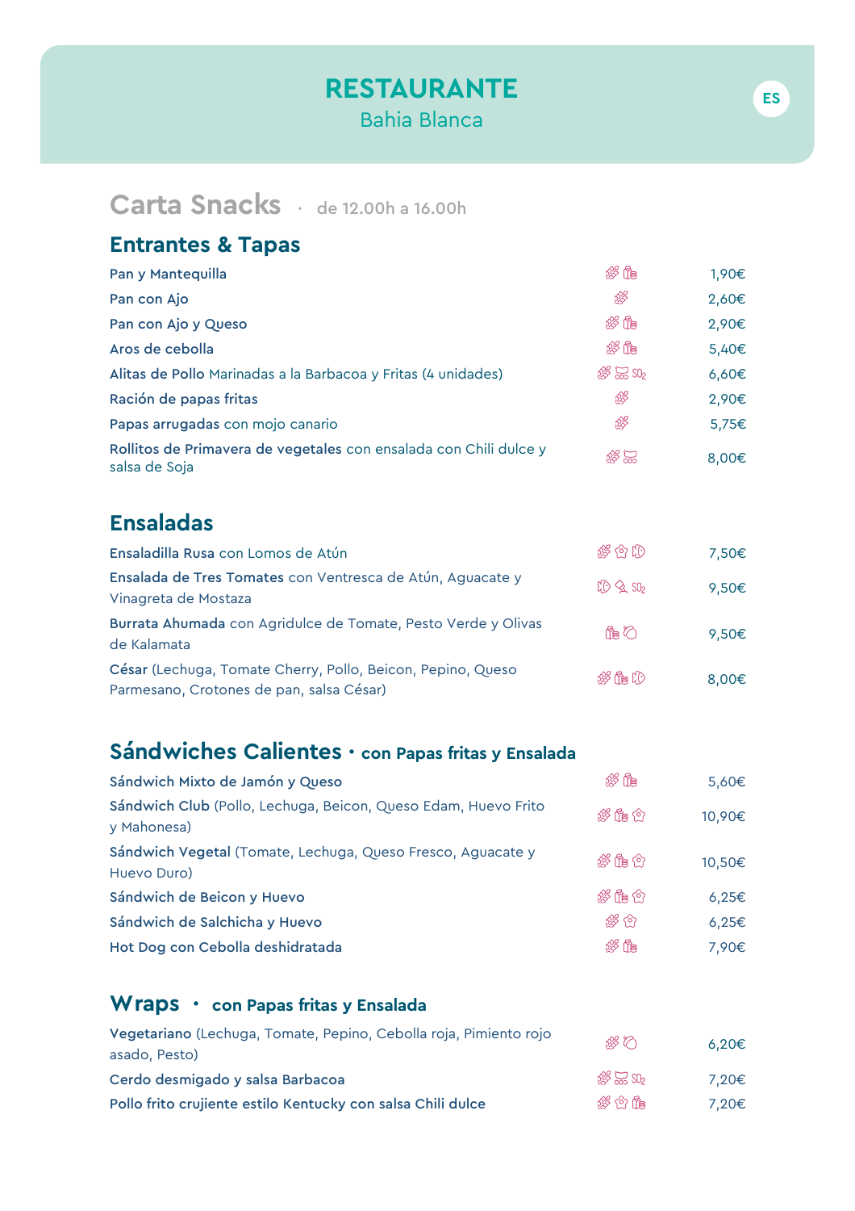# RESTAURANTE
Bahia Blanca

ES

## Carta Snacks · de 12.00h a 16.00h

### Entrantes & Tapas

| Plato | Precio |
|---|---|
| **Pan y Mantequilla** | 1,90€ |
| **Pan con Ajo** | 2,60€ |
| **Pan con Ajo y Queso** | 2,90€ |
| **Aros de cebolla** | 5,40€ |
| **Alitas de Pollo** Marinadas a la Barbacoa y Fritas (4 unidades) | 6,60€ |
| **Ración de papas fritas** | 2,90€ |
| **Papas arrugadas** con mojo canario | 5,75€ |
| **Rollitos de Primavera de vegetales** con ensalada con Chili dulce y salsa de Soja | 8,00€ |

### Ensaladas

| Plato | Precio |
|---|---|
| **Ensaladilla Rusa** con Lomos de Atún | 7,50€ |
| **Ensalada de Tres Tomates** con Ventresca de Atún, Aguacate y Vinagreta de Mostaza | 9,50€ |
| **Burrata Ahumada** con Agridulce de Tomate, Pesto Verde y Olivas de Kalamata | 9,50€ |
| **César** (Lechuga, Tomate Cherry, Pollo, Beicon, Pepino, Queso Parmesano, Crotones de pan, salsa César) | 8,00€ |

### Sándwiches Calientes · con Papas fritas y Ensalada

| Plato | Precio |
|---|---|
| **Sándwich Mixto de Jamón y Queso** | 5,60€ |
| **Sándwich Club** (Pollo, Lechuga, Beicon, Queso Edam, Huevo Frito y Mahonesa) | 10,90€ |
| **Sándwich Vegetal** (Tomate, Lechuga, Queso Fresco, Aguacate y Huevo Duro) | 10,50€ |
| **Sándwich de Beicon y Huevo** | 6,25€ |
| **Sándwich de Salchicha y Huevo** | 6,25€ |
| **Hot Dog con Cebolla deshidratada** | 7,90€ |

### Wraps · con Papas fritas y Ensalada

| Plato | Precio |
|---|---|
| **Vegetariano** (Lechuga, Tomate, Pepino, Cebolla roja, Pimiento rojo asado, Pesto) | 6,20€ |
| **Cerdo desmigado y salsa Barbacoa** | 7,20€ |
| **Pollo frito crujiente estilo Kentucky con salsa Chili dulce** | 7,20€ |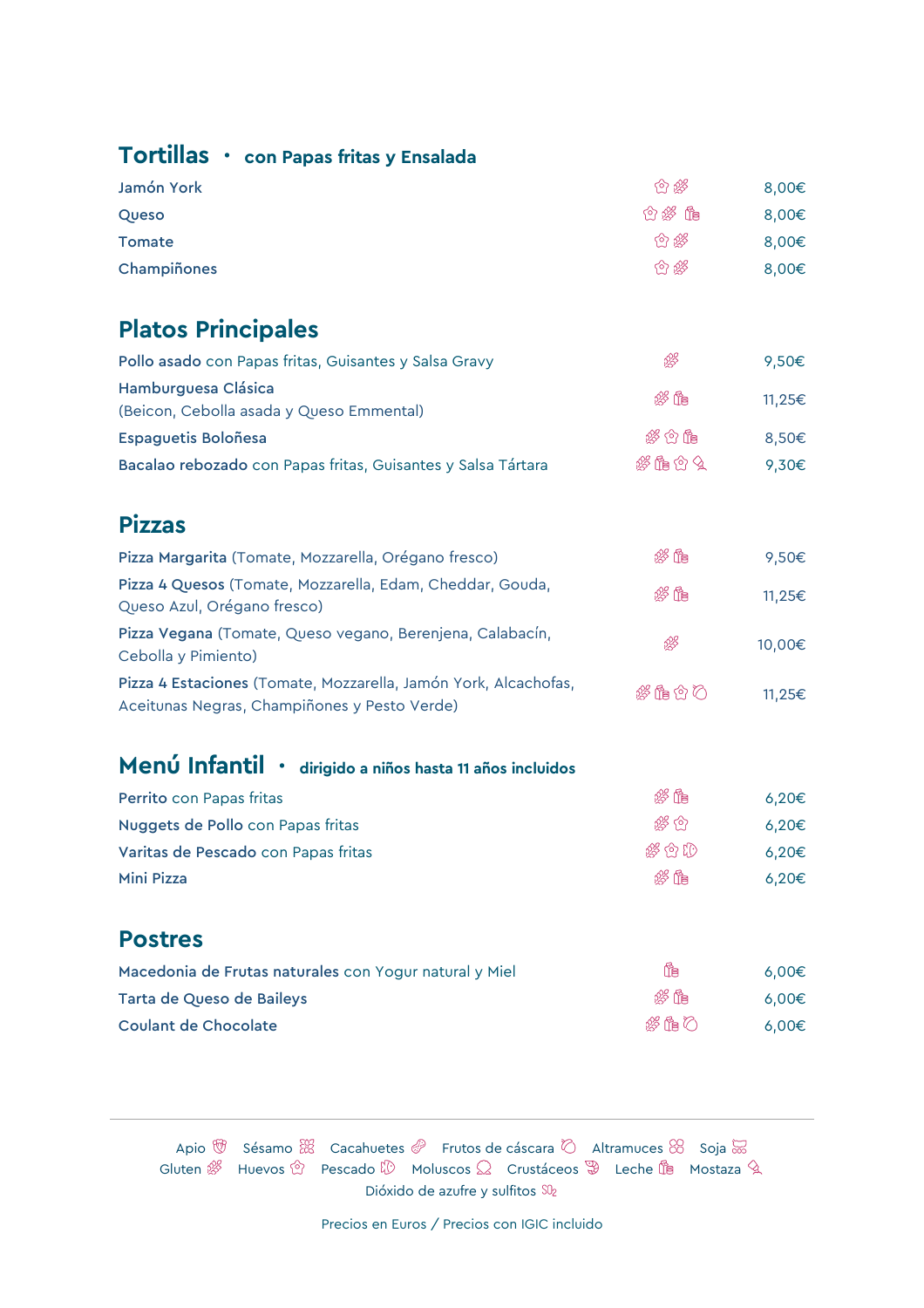## Tortillas • con Papas fritas y Ensalada

| Plato | Alérgenos | Precio |
|---|---|---|
| Jamón York | Huevos, Gluten | 8,00€ |
| Queso | Huevos, Gluten, Leche | 8,00€ |
| Tomate | Huevos, Gluten | 8,00€ |
| Champiñones | Huevos, Gluten | 8,00€ |

## Platos Principales

| Plato | Alérgenos | Precio |
|---|---|---|
| **Pollo asado** con Papas fritas, Guisantes y Salsa Gravy | Gluten | 9,50€ |
| **Hamburguesa Clásica** (Beicon, Cebolla asada y Queso Emmental) | Gluten, Leche | 11,25€ |
| **Espaguetis Boloñesa** | Gluten, Huevos, Leche | 8,50€ |
| **Bacalao rebozado** con Papas fritas, Guisantes y Salsa Tártara | Gluten, Leche, Huevos, Mostaza | 9,30€ |

## Pizzas

| Plato | Alérgenos | Precio |
|---|---|---|
| **Pizza Margarita** (Tomate, Mozzarella, Orégano fresco) | Gluten, Leche | 9,50€ |
| **Pizza 4 Quesos** (Tomate, Mozzarella, Edam, Cheddar, Gouda, Queso Azul, Orégano fresco) | Gluten, Leche | 11,25€ |
| **Pizza Vegana** (Tomate, Queso vegano, Berenjena, Calabacín, Cebolla y Pimiento) | Gluten | 10,00€ |
| **Pizza 4 Estaciones** (Tomate, Mozzarella, Jamón York, Alcachofas, Aceitunas Negras, Champiñones y Pesto Verde) | Gluten, Leche, Huevos, Frutos de cáscara | 11,25€ |

## Menú Infantil • dirigido a niños hasta 11 años incluidos

| Plato | Alérgenos | Precio |
|---|---|---|
| **Perrito** con Papas fritas | Gluten, Leche | 6,20€ |
| **Nuggets de Pollo** con Papas fritas | Gluten, Huevos | 6,20€ |
| **Varitas de Pescado** con Papas fritas | Gluten, Huevos, Pescado | 6,20€ |
| **Mini Pizza** | Gluten, Leche | 6,20€ |

## Postres

| Plato | Alérgenos | Precio |
|---|---|---|
| **Macedonia de Frutas naturales** con Yogur natural y Miel | Leche | 6,00€ |
| **Tarta de Queso de Baileys** | Gluten, Leche | 6,00€ |
| **Coulant de Chocolate** | Gluten, Leche, Frutos de cáscara | 6,00€ |

---

Apio · Sésamo · Cacahuetes · Frutos de cáscara · Altramuces · Soja · Gluten · Huevos · Pescado · Moluscos · Crustáceos · Leche · Mostaza · Dióxido de azufre y sulfitos

Precios en Euros / Precios con IGIC incluido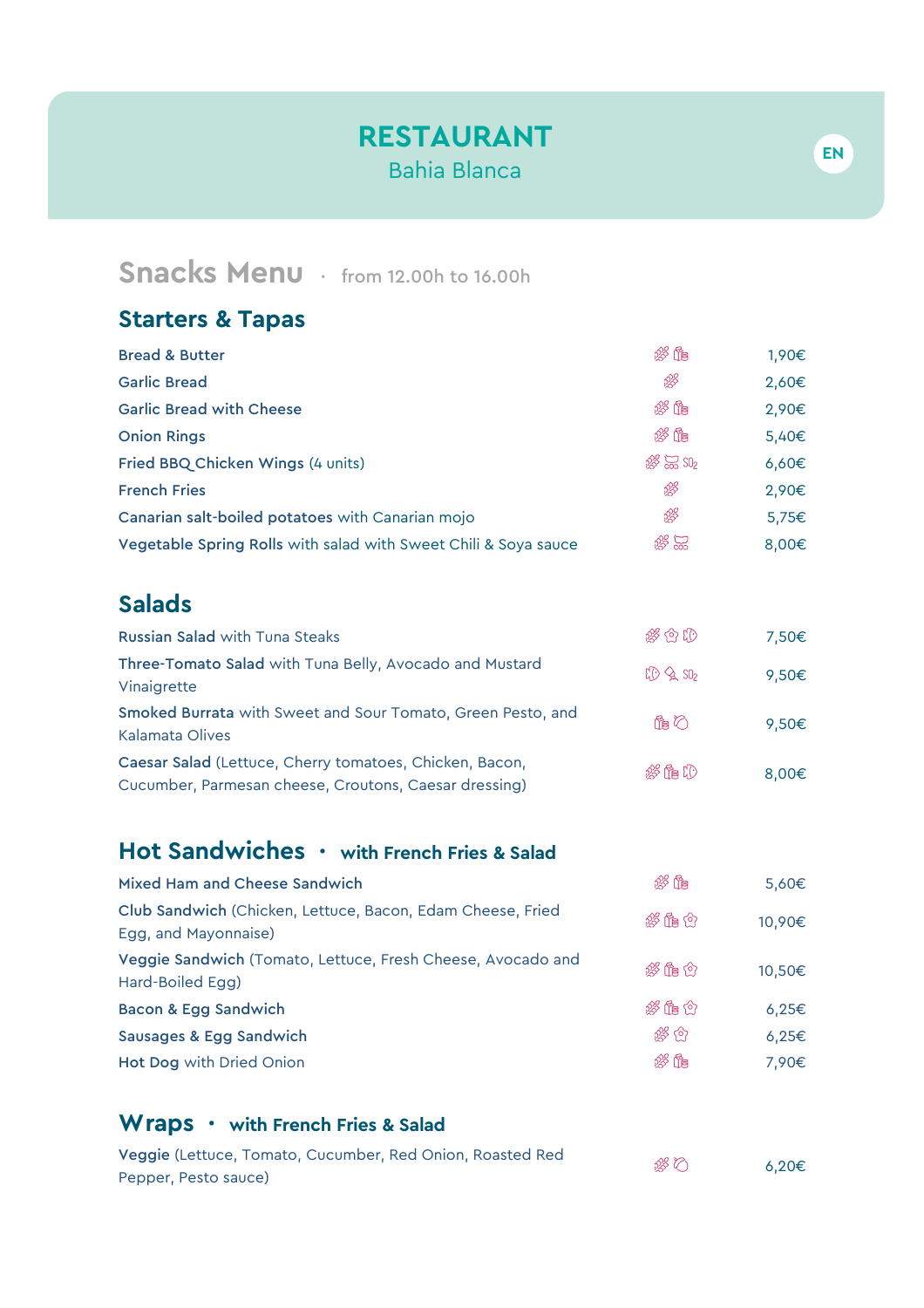# RESTAURANT

Bahia Blanca

EN

## Snacks Menu · from 12.00h to 16.00h

### Starters & Tapas

| Item | Price |
|---|---|
| **Bread & Butter** | 1,90€ |
| **Garlic Bread** | 2,60€ |
| **Garlic Bread with Cheese** | 2,90€ |
| **Onion Rings** | 5,40€ |
| **Fried BBQ Chicken Wings** (4 units) | 6,60€ |
| **French Fries** | 2,90€ |
| **Canarian salt-boiled potatoes** with Canarian mojo | 5,75€ |
| **Vegetable Spring Rolls** with salad with Sweet Chili & Soya sauce | 8,00€ |

### Salads

| Item | Price |
|---|---|
| **Russian Salad** with Tuna Steaks | 7,50€ |
| **Three-Tomato Salad** with Tuna Belly, Avocado and Mustard Vinaigrette | 9,50€ |
| **Smoked Burrata** with Sweet and Sour Tomato, Green Pesto, and Kalamata Olives | 9,50€ |
| **Caesar Salad** (Lettuce, Cherry tomatoes, Chicken, Bacon, Cucumber, Parmesan cheese, Croutons, Caesar dressing) | 8,00€ |

### Hot Sandwiches · with French Fries & Salad

| Item | Price |
|---|---|
| **Mixed Ham and Cheese Sandwich** | 5,60€ |
| **Club Sandwich** (Chicken, Lettuce, Bacon, Edam Cheese, Fried Egg, and Mayonnaise) | 10,90€ |
| **Veggie Sandwich** (Tomato, Lettuce, Fresh Cheese, Avocado and Hard-Boiled Egg) | 10,50€ |
| **Bacon & Egg Sandwich** | 6,25€ |
| **Sausages & Egg Sandwich** | 6,25€ |
| **Hot Dog** with Dried Onion | 7,90€ |

### Wraps · with French Fries & Salad

| Item | Price |
|---|---|
| **Veggie** (Lettuce, Tomato, Cucumber, Red Onion, Roasted Red Pepper, Pesto sauce) | 6,20€ |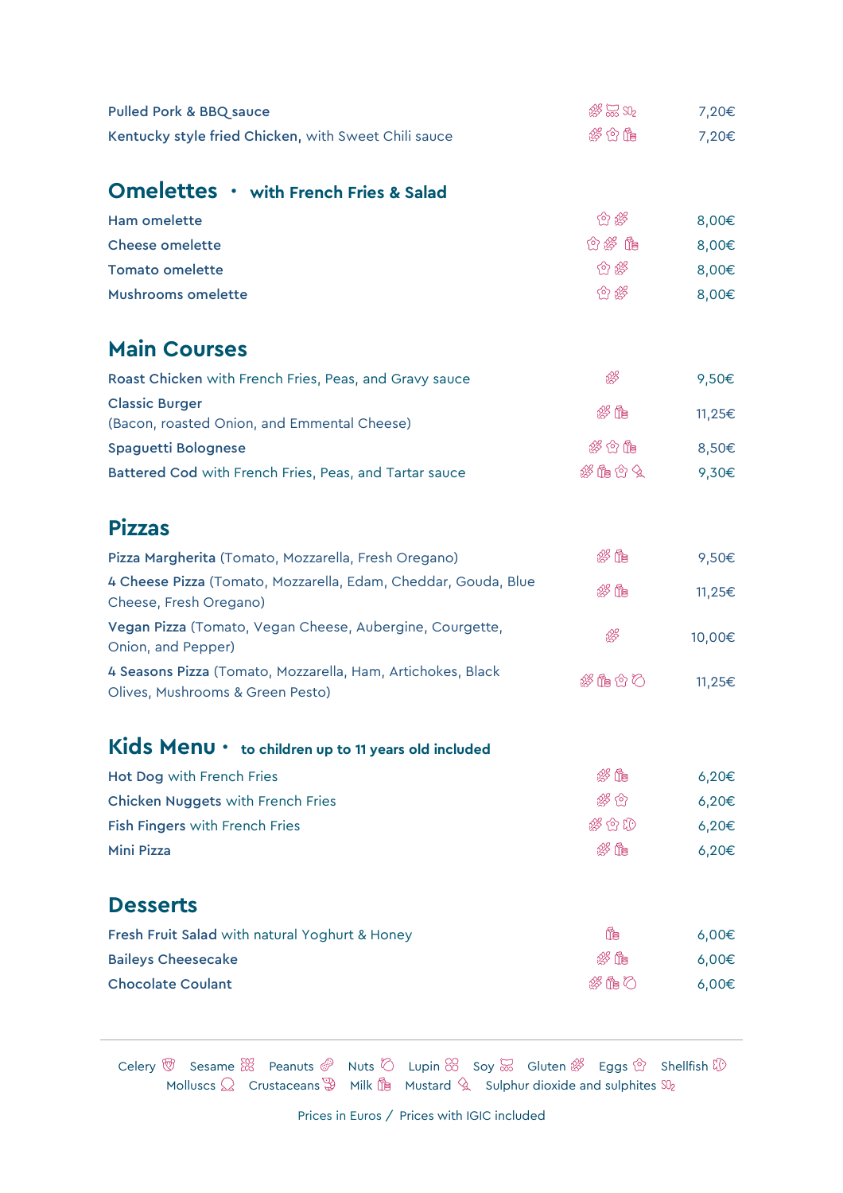| Dish | Allergens | Price |
|---|---|---|
| **Pulled Pork & BBQ sauce** | Gluten, Soy, Sulphur dioxide and sulphites | 7,20€ |
| **Kentucky style fried Chicken,** with Sweet Chili sauce | Gluten, Eggs, Milk | 7,20€ |

## Omelettes • with French Fries & Salad

| Dish | Allergens | Price |
|---|---|---|
| **Ham omelette** | Eggs, Gluten | 8,00€ |
| **Cheese omelette** | Eggs, Gluten, Milk | 8,00€ |
| **Tomato omelette** | Eggs, Gluten | 8,00€ |
| **Mushrooms omelette** | Eggs, Gluten | 8,00€ |

## Main Courses

| Dish | Allergens | Price |
|---|---|---|
| **Roast Chicken** with French Fries, Peas, and Gravy sauce | Gluten | 9,50€ |
| **Classic Burger** (Bacon, roasted Onion, and Emmental Cheese) | Gluten, Milk | 11,25€ |
| **Spaguetti Bolognese** | Gluten, Eggs, Milk | 8,50€ |
| **Battered Cod** with French Fries, Peas, and Tartar sauce | Gluten, Milk, Eggs, Mustard | 9,30€ |

## Pizzas

| Dish | Allergens | Price |
|---|---|---|
| **Pizza Margherita** (Tomato, Mozzarella, Fresh Oregano) | Gluten, Milk | 9,50€ |
| **4 Cheese Pizza** (Tomato, Mozzarella, Edam, Cheddar, Gouda, Blue Cheese, Fresh Oregano) | Gluten, Milk | 11,25€ |
| **Vegan Pizza** (Tomato, Vegan Cheese, Aubergine, Courgette, Onion, and Pepper) | Gluten | 10,00€ |
| **4 Seasons Pizza** (Tomato, Mozzarella, Ham, Artichokes, Black Olives, Mushrooms & Green Pesto) | Gluten, Milk, Eggs, Nuts | 11,25€ |

## Kids Menu • to children up to 11 years old included

| Dish | Allergens | Price |
|---|---|---|
| **Hot Dog** with French Fries | Gluten, Milk | 6,20€ |
| **Chicken Nuggets** with French Fries | Gluten, Eggs | 6,20€ |
| **Fish Fingers** with French Fries | Gluten, Eggs, Shellfish | 6,20€ |
| **Mini Pizza** | Gluten, Milk | 6,20€ |

## Desserts

| Dish | Allergens | Price |
|---|---|---|
| **Fresh Fruit Salad** with natural Yoghurt & Honey | Milk | 6,00€ |
| **Baileys Cheesecake** | Gluten, Milk | 6,00€ |
| **Chocolate Coulant** | Gluten, Milk, Nuts | 6,00€ |

Celery · Sesame · Peanuts · Nuts · Lupin · Soy · Gluten · Eggs · Shellfish · Molluscs · Crustaceans · Milk · Mustard · Sulphur dioxide and sulphites

Prices in Euros / Prices with IGIC included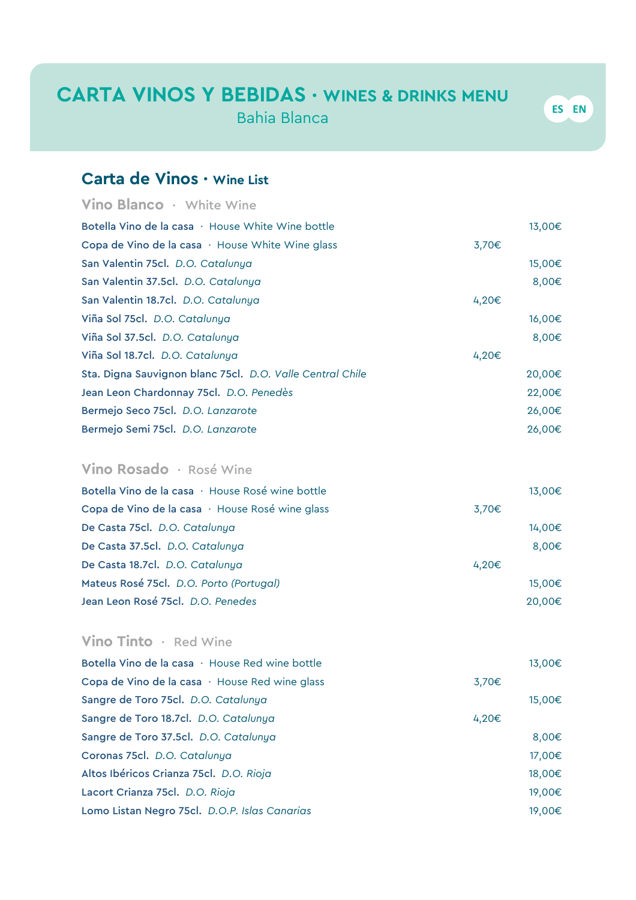# CARTA VINOS Y BEBIDAS · WINES & DRINKS MENU

Bahia Blanca

ES EN

## Carta de Vinos · Wine List

### Vino Blanco · White Wine

| | | |
|---|---|---|
| **Botella Vino de la casa** · House White Wine bottle | | 13,00€ |
| **Copa de Vino de la casa** · House White Wine glass | 3,70€ | |
| **San Valentin 75cl.** *D.O. Catalunya* | | 15,00€ |
| **San Valentin 37.5cl.** *D.O. Catalunya* | | 8,00€ |
| **San Valentin 18.7cl.** *D.O. Catalunya* | 4,20€ | |
| **Viña Sol 75cl.** *D.O. Catalunya* | | 16,00€ |
| **Viña Sol 37.5cl.** *D.O. Catalunya* | | 8,00€ |
| **Viña Sol 18.7cl.** *D.O. Catalunya* | 4,20€ | |
| **Sta. Digna Sauvignon blanc 75cl.** *D.O. Valle Central Chile* | | 20,00€ |
| **Jean Leon Chardonnay 75cl.** *D.O. Penedès* | | 22,00€ |
| **Bermejo Seco 75cl.** *D.O. Lanzarote* | | 26,00€ |
| **Bermejo Semi 75cl.** *D.O. Lanzarote* | | 26,00€ |

### Vino Rosado · Rosé Wine

| | | |
|---|---|---|
| **Botella Vino de la casa** · House Rosé wine bottle | | 13,00€ |
| **Copa de Vino de la casa** · House Rosé wine glass | 3,70€ | |
| **De Casta 75cl.** *D.O. Catalunya* | | 14,00€ |
| **De Casta 37.5cl.** *D.O. Catalunya* | | 8,00€ |
| **De Casta 18.7cl.** *D.O. Catalunya* | 4,20€ | |
| **Mateus Rosé 75cl.** *D.O. Porto (Portugal)* | | 15,00€ |
| **Jean Leon Rosé 75cl.** *D.O. Penedes* | | 20,00€ |

### Vino Tinto · Red Wine

| | | |
|---|---|---|
| **Botella Vino de la casa** · House Red wine bottle | | 13,00€ |
| **Copa de Vino de la casa** · House Red wine glass | 3,70€ | |
| **Sangre de Toro 75cl.** *D.O. Catalunya* | | 15,00€ |
| **Sangre de Toro 18.7cl.** *D.O. Catalunya* | 4,20€ | |
| **Sangre de Toro 37.5cl.** *D.O. Catalunya* | | 8,00€ |
| **Coronas 75cl.** *D.O. Catalunya* | | 17,00€ |
| **Altos Ibéricos Crianza 75cl.** *D.O. Rioja* | | 18,00€ |
| **Lacort Crianza 75cl.** *D.O. Rioja* | | 19,00€ |
| **Lomo Listan Negro 75cl.** *D.O.P. Islas Canarias* | | 19,00€ |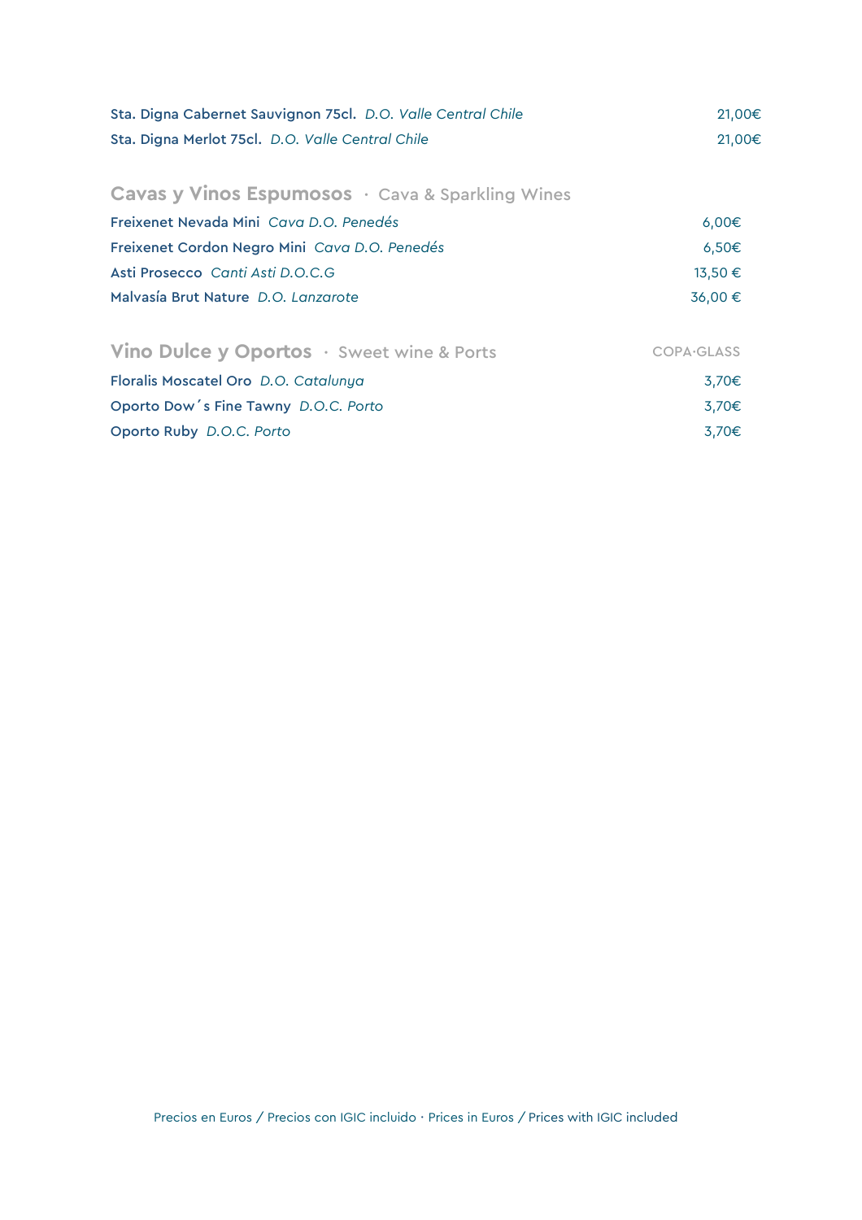**Sta. Digna Cabernet Sauvignon 75cl.** *D.O. Valle Central Chile* 21,00€

**Sta. Digna Merlot 75cl.** *D.O. Valle Central Chile* 21,00€

## Cavas y Vinos Espumosos · Cava & Sparkling Wines

**Freixenet Nevada Mini** *Cava D.O. Penedés* 6,00€

**Freixenet Cordon Negro Mini** *Cava D.O. Penedés* 6,50€

**Asti Prosecco** *Canti Asti D.O.C.G* 13,50 €

**Malvasía Brut Nature** *D.O. Lanzarote* 36,00 €

## Vino Dulce y Oportos · Sweet wine & Ports

COPA·GLASS

**Floralis Moscatel Oro** *D.O. Catalunya* 3,70€

**Oporto Dow´s Fine Tawny** *D.O.C. Porto* 3,70€

**Oporto Ruby** *D.O.C. Porto* 3,70€

Precios en Euros / Precios con IGIC incluido · Prices in Euros / Prices with IGIC included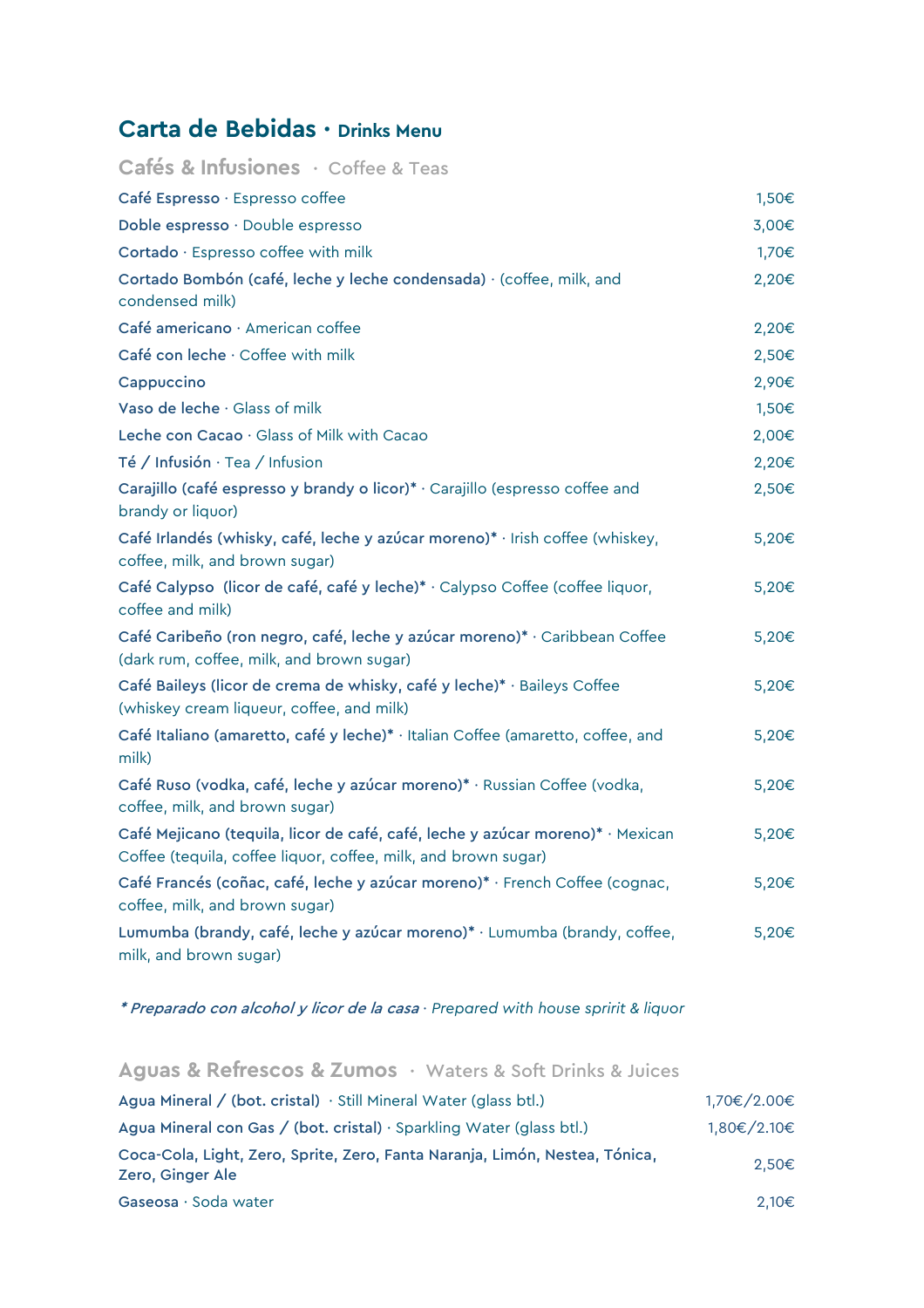# Carta de Bebidas · Drinks Menu

## Cafés & Infusiones · Coffee & Teas

| | |
|---|---|
| **Café Espresso** · Espresso coffee | 1,50€ |
| **Doble espresso** · Double espresso | 3,00€ |
| **Cortado** · Espresso coffee with milk | 1,70€ |
| **Cortado Bombón (café, leche y leche condensada)** · (coffee, milk, and condensed milk) | 2,20€ |
| **Café americano** · American coffee | 2,20€ |
| **Café con leche** · Coffee with milk | 2,50€ |
| **Cappuccino** | 2,90€ |
| **Vaso de leche** · Glass of milk | 1,50€ |
| **Leche con Cacao** · Glass of Milk with Cacao | 2,00€ |
| **Té / Infusión** · Tea / Infusion | 2,20€ |
| **Carajillo (café espresso y brandy o licor)*** · Carajillo (espresso coffee and brandy or liquor) | 2,50€ |
| **Café Irlandés (whisky, café, leche y azúcar moreno)*** · Irish coffee (whiskey, coffee, milk, and brown sugar) | 5,20€ |
| **Café Calypso (licor de café, café y leche)*** · Calypso Coffee (coffee liquor, coffee and milk) | 5,20€ |
| **Café Caribeño (ron negro, café, leche y azúcar moreno)*** · Caribbean Coffee (dark rum, coffee, milk, and brown sugar) | 5,20€ |
| **Café Baileys (licor de crema de whisky, café y leche)*** · Baileys Coffee (whiskey cream liqueur, coffee, and milk) | 5,20€ |
| **Café Italiano (amaretto, café y leche)*** · Italian Coffee (amaretto, coffee, and milk) | 5,20€ |
| **Café Ruso (vodka, café, leche y azúcar moreno)*** · Russian Coffee (vodka, coffee, milk, and brown sugar) | 5,20€ |
| **Café Mejicano (tequila, licor de café, café, leche y azúcar moreno)*** · Mexican Coffee (tequila, coffee liquor, coffee, milk, and brown sugar) | 5,20€ |
| **Café Francés (coñac, café, leche y azúcar moreno)*** · French Coffee (cognac, coffee, milk, and brown sugar) | 5,20€ |
| **Lumumba (brandy, café, leche y azúcar moreno)*** · Lumumba (brandy, coffee, milk, and brown sugar) | 5,20€ |

*\* Preparado con alcohol y licor de la casa · Prepared with house spririt & liquor*

## Aguas & Refrescos & Zumos · Waters & Soft Drinks & Juices

| | |
|---|---|
| **Agua Mineral / (bot. cristal)** · Still Mineral Water (glass btl.) | 1,70€/2.00€ |
| **Agua Mineral con Gas / (bot. cristal)** · Sparkling Water (glass btl.) | 1,80€/2.10€ |
| **Coca-Cola, Light, Zero, Sprite, Zero, Fanta Naranja, Limón, Nestea, Tónica, Zero, Ginger Ale** | 2,50€ |
| **Gaseosa** · Soda water | 2,10€ |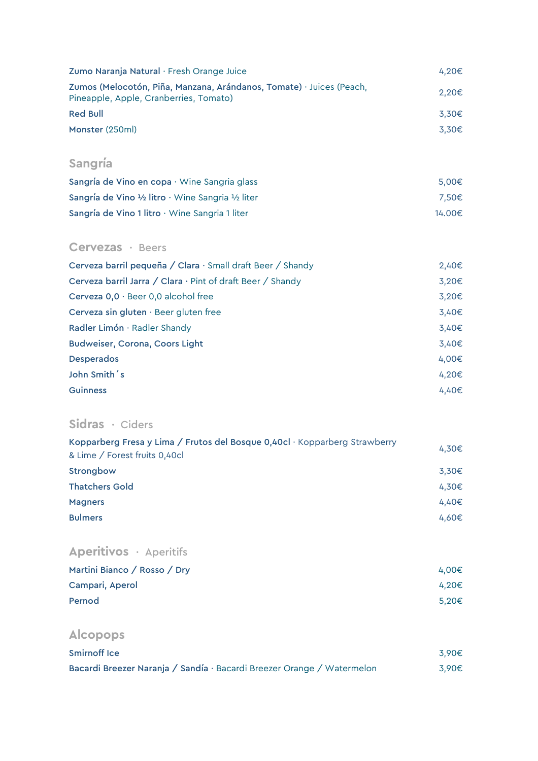| | |
|---|---|
| **Zumo Naranja Natural** · Fresh Orange Juice | 4,20€ |
| **Zumos (Melocotón, Piña, Manzana, Arándanos, Tomate)** · Juices (Peach, Pineapple, Apple, Cranberries, Tomato) | 2,20€ |
| **Red Bull** | 3,30€ |
| **Monster** (250ml) | 3,30€ |

## Sangría

| | |
|---|---|
| **Sangría de Vino en copa** · Wine Sangria glass | 5,00€ |
| **Sangría de Vino ½ litro** · Wine Sangria ½ liter | 7,50€ |
| **Sangría de Vino 1 litro** · Wine Sangria 1 liter | 14.00€ |

## Cervezas · Beers

| | |
|---|---|
| **Cerveza barril pequeña / Clara** · Small draft Beer / Shandy | 2,40€ |
| **Cerveza barril Jarra / Clara** · Pint of draft Beer / Shandy | 3,20€ |
| **Cerveza 0,0** · Beer 0,0 alcohol free | 3,20€ |
| **Cerveza sin gluten** · Beer gluten free | 3,40€ |
| **Radler Limón** · Radler Shandy | 3,40€ |
| **Budweiser, Corona, Coors Light** | 3,40€ |
| **Desperados** | 4,00€ |
| **John Smith´s** | 4,20€ |
| **Guinness** | 4,40€ |

## Sidras · Ciders

| | |
|---|---|
| **Kopparberg Fresa y Lima / Frutos del Bosque 0,40cl** · Kopparberg Strawberry & Lime / Forest fruits 0,40cl | 4,30€ |
| **Strongbow** | 3,30€ |
| **Thatchers Gold** | 4,30€ |
| **Magners** | 4,40€ |
| **Bulmers** | 4,60€ |

## Aperitivos · Aperitifs

| | |
|---|---|
| **Martini Bianco / Rosso / Dry** | 4,00€ |
| **Campari, Aperol** | 4,20€ |
| **Pernod** | 5,20€ |

## Alcopops

| | |
|---|---|
| **Smirnoff Ice** | 3,90€ |
| **Bacardi Breezer Naranja / Sandía** · Bacardi Breezer Orange / Watermelon | 3,90€ |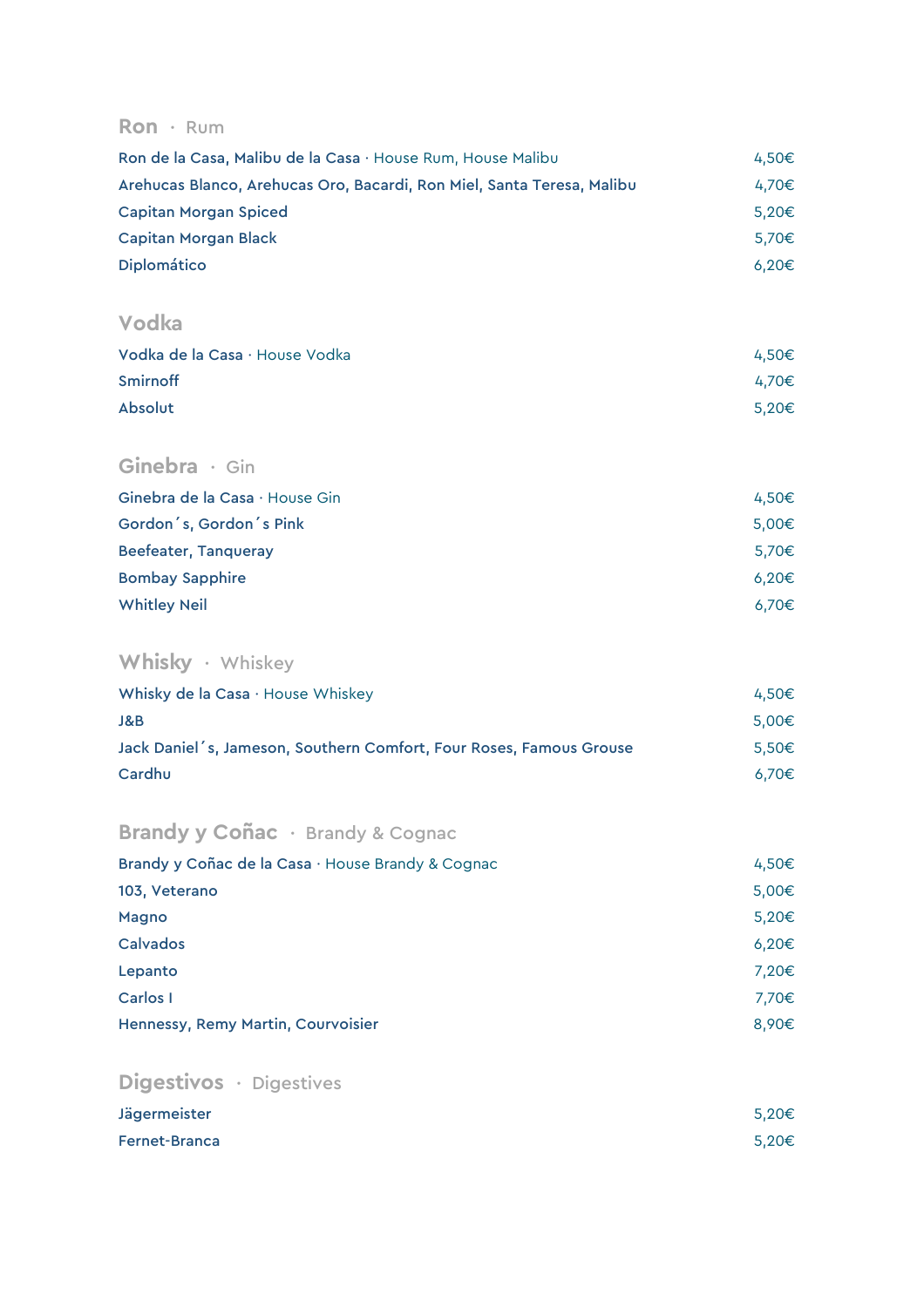## Ron · Rum

| | |
|---|---|
| Ron de la Casa, Malibu de la Casa · House Rum, House Malibu | 4,50€ |
| Arehucas Blanco, Arehucas Oro, Bacardi, Ron Miel, Santa Teresa, Malibu | 4,70€ |
| Capitan Morgan Spiced | 5,20€ |
| Capitan Morgan Black | 5,70€ |
| Diplomático | 6,20€ |

## Vodka

| | |
|---|---|
| Vodka de la Casa · House Vodka | 4,50€ |
| Smirnoff | 4,70€ |
| Absolut | 5,20€ |

## Ginebra · Gin

| | |
|---|---|
| Ginebra de la Casa · House Gin | 4,50€ |
| Gordon´s, Gordon´s Pink | 5,00€ |
| Beefeater, Tanqueray | 5,70€ |
| Bombay Sapphire | 6,20€ |
| Whitley Neil | 6,70€ |

## Whisky · Whiskey

| | |
|---|---|
| Whisky de la Casa · House Whiskey | 4,50€ |
| J&B | 5,00€ |
| Jack Daniel´s, Jameson, Southern Comfort, Four Roses, Famous Grouse | 5,50€ |
| Cardhu | 6,70€ |

## Brandy y Coñac · Brandy & Cognac

| | |
|---|---|
| Brandy y Coñac de la Casa · House Brandy & Cognac | 4,50€ |
| 103, Veterano | 5,00€ |
| Magno | 5,20€ |
| Calvados | 6,20€ |
| Lepanto | 7,20€ |
| Carlos I | 7,70€ |
| Hennessy, Remy Martin, Courvoisier | 8,90€ |

## Digestivos · Digestives

| | |
|---|---|
| Jägermeister | 5,20€ |
| Fernet-Branca | 5,20€ |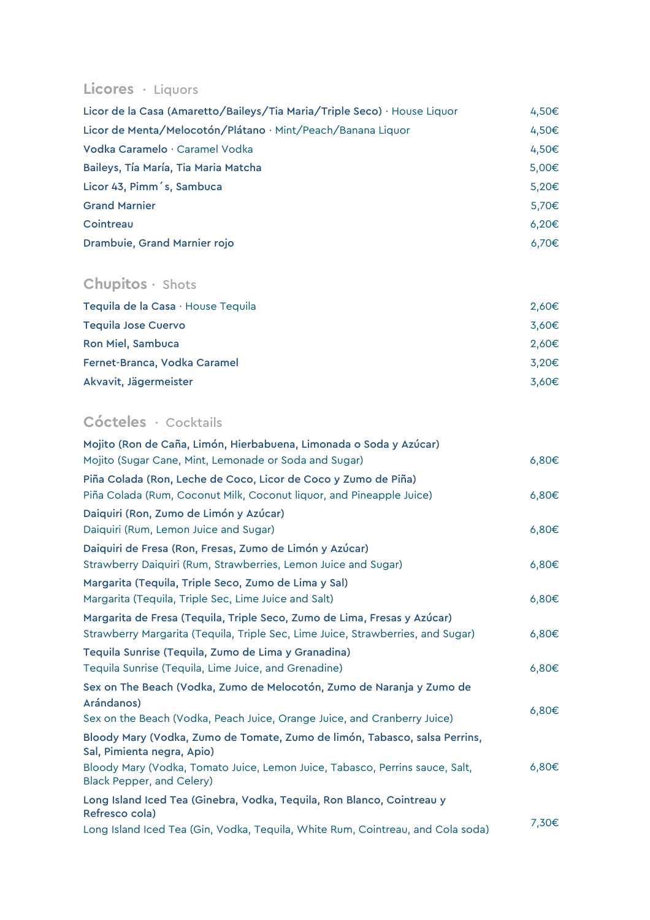## Licores · Liquors

| | |
|---|---|
| **Licor de la Casa (Amaretto/Baileys/Tia Maria/Triple Seco)** · House Liquor | 4,50€ |
| **Licor de Menta/Melocotón/Plátano** · Mint/Peach/Banana Liquor | 4,50€ |
| **Vodka Caramelo** · Caramel Vodka | 4,50€ |
| **Baileys, Tía María, Tia Maria Matcha** | 5,00€ |
| **Licor 43, Pimm´s, Sambuca** | 5,20€ |
| **Grand Marnier** | 5,70€ |
| **Cointreau** | 6,20€ |
| **Drambuie, Grand Marnier rojo** | 6,70€ |

## Chupitos · Shots

| | |
|---|---|
| **Tequila de la Casa** · House Tequila | 2,60€ |
| **Tequila Jose Cuervo** | 3,60€ |
| **Ron Miel, Sambuca** | 2,60€ |
| **Fernet-Branca, Vodka Caramel** | 3,20€ |
| **Akvavit, Jägermeister** | 3,60€ |

## Cócteles · Cocktails

| | |
|---|---|
| **Mojito (Ron de Caña, Limón, Hierbabuena, Limonada o Soda y Azúcar)**<br>Mojito (Sugar Cane, Mint, Lemonade or Soda and Sugar) | 6,80€ |
| **Piña Colada (Ron, Leche de Coco, Licor de Coco y Zumo de Piña)**<br>Piña Colada (Rum, Coconut Milk, Coconut liquor, and Pineapple Juice) | 6,80€ |
| **Daiquiri (Ron, Zumo de Limón y Azúcar)**<br>Daiquiri (Rum, Lemon Juice and Sugar) | 6,80€ |
| **Daiquiri de Fresa (Ron, Fresas, Zumo de Limón y Azúcar)**<br>Strawberry Daiquiri (Rum, Strawberries, Lemon Juice and Sugar) | 6,80€ |
| **Margarita (Tequila, Triple Seco, Zumo de Lima y Sal)**<br>Margarita (Tequila, Triple Sec, Lime Juice and Salt) | 6,80€ |
| **Margarita de Fresa (Tequila, Triple Seco, Zumo de Lima, Fresas y Azúcar)**<br>Strawberry Margarita (Tequila, Triple Sec, Lime Juice, Strawberries, and Sugar) | 6,80€ |
| **Tequila Sunrise (Tequila, Zumo de Lima y Granadina)**<br>Tequila Sunrise (Tequila, Lime Juice, and Grenadine) | 6,80€ |
| **Sex on The Beach (Vodka, Zumo de Melocotón, Zumo de Naranja y Zumo de Arándanos)**<br>Sex on the Beach (Vodka, Peach Juice, Orange Juice, and Cranberry Juice) | 6,80€ |
| **Bloody Mary (Vodka, Zumo de Tomate, Zumo de limón, Tabasco, salsa Perrins, Sal, Pimienta negra, Apio)**<br>Bloody Mary (Vodka, Tomato Juice, Lemon Juice, Tabasco, Perrins sauce, Salt, Black Pepper, and Celery) | 6,80€ |
| **Long Island Iced Tea (Ginebra, Vodka, Tequila, Ron Blanco, Cointreau y Refresco cola)**<br>Long Island Iced Tea (Gin, Vodka, Tequila, White Rum, Cointreau, and Cola soda) | 7,30€ |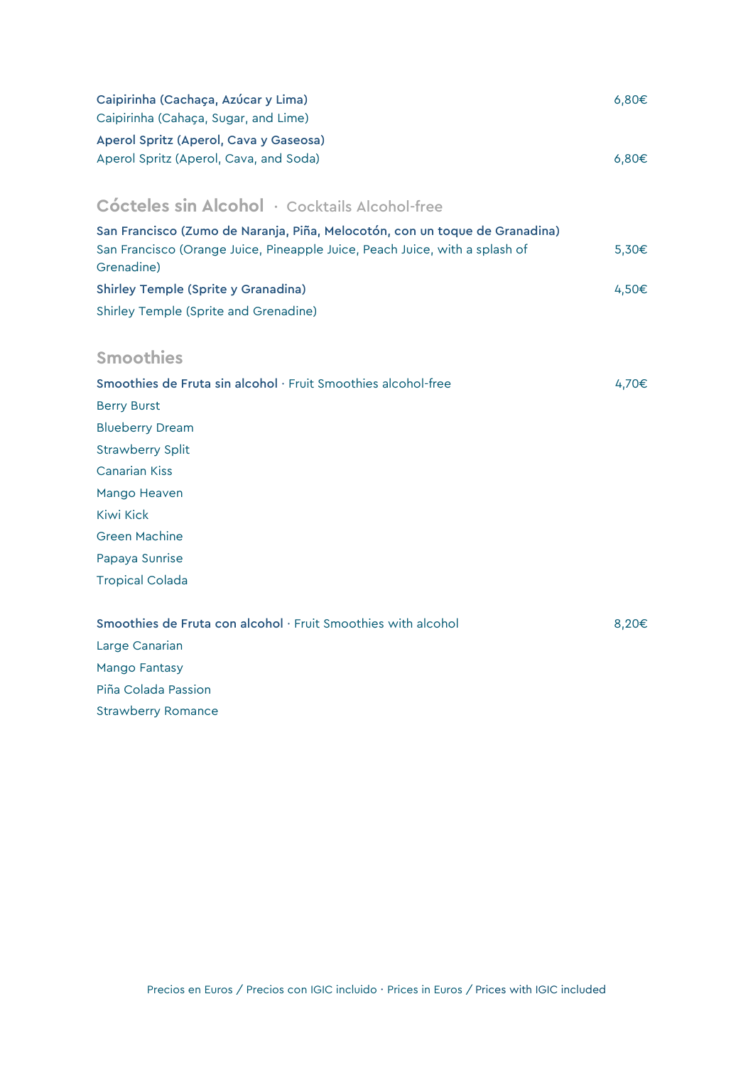**Caipirinha (Cachaça, Azúcar y Lima)** 6,80€
Caipirinha (Cahaça, Sugar, and Lime)

**Aperol Spritz (Aperol, Cava y Gaseosa)**
Aperol Spritz (Aperol, Cava, and Soda) 6,80€

## Cócteles sin Alcohol · Cocktails Alcohol-free

**San Francisco (Zumo de Naranja, Piña, Melocotón, con un toque de Granadina)**
San Francisco (Orange Juice, Pineapple Juice, Peach Juice, with a splash of Grenadine) 5,30€

**Shirley Temple (Sprite y Granadina)** 4,50€
Shirley Temple (Sprite and Grenadine)

## Smoothies

**Smoothies de Fruta sin alcohol** · Fruit Smoothies alcohol-free 4,70€

Berry Burst
Blueberry Dream
Strawberry Split
Canarian Kiss
Mango Heaven
Kiwi Kick
Green Machine
Papaya Sunrise
Tropical Colada

**Smoothies de Fruta con alcohol** · Fruit Smoothies with alcohol 8,20€

Large Canarian
Mango Fantasy
Piña Colada Passion
Strawberry Romance

Precios en Euros / Precios con IGIC incluido · Prices in Euros / Prices with IGIC included